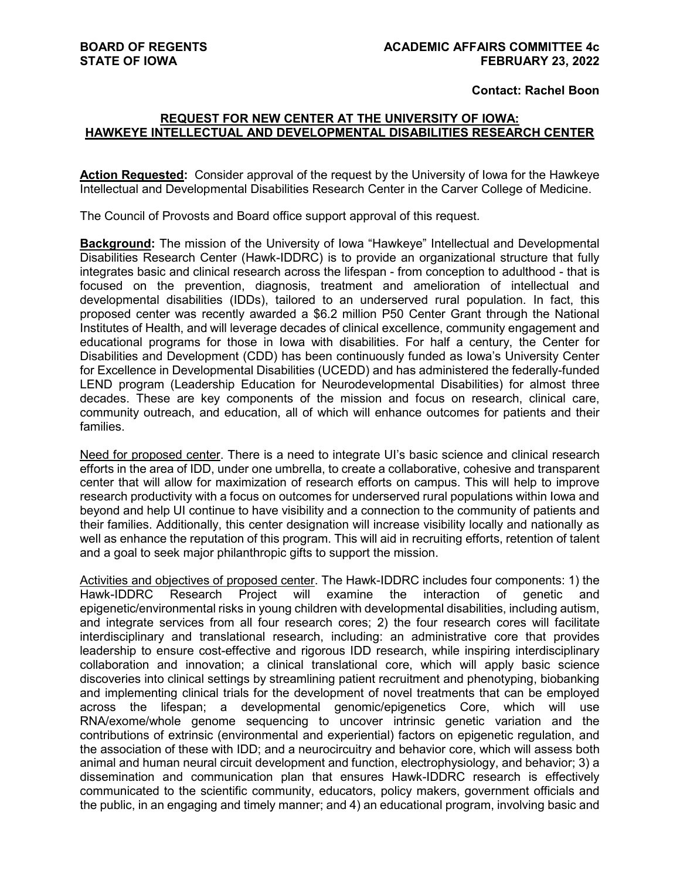**BOARD OF REGENTS**
**STATE OF IOWA**

**ACADEMIC AFFAIRS COMMITTEE 4c**
**FEBRUARY 23, 2022**

**Contact: Rachel Boon**

## REQUEST FOR NEW CENTER AT THE UNIVERSITY OF IOWA: HAWKEYE INTELLECTUAL AND DEVELOPMENTAL DISABILITIES RESEARCH CENTER

**Action Requested:** Consider approval of the request by the University of Iowa for the Hawkeye Intellectual and Developmental Disabilities Research Center in the Carver College of Medicine.

The Council of Provosts and Board office support approval of this request.

**Background:** The mission of the University of Iowa "Hawkeye" Intellectual and Developmental Disabilities Research Center (Hawk-IDDRC) is to provide an organizational structure that fully integrates basic and clinical research across the lifespan - from conception to adulthood - that is focused on the prevention, diagnosis, treatment and amelioration of intellectual and developmental disabilities (IDDs), tailored to an underserved rural population. In fact, this proposed center was recently awarded a $6.2 million P50 Center Grant through the National Institutes of Health, and will leverage decades of clinical excellence, community engagement and educational programs for those in Iowa with disabilities. For half a century, the Center for Disabilities and Development (CDD) has been continuously funded as Iowa's University Center for Excellence in Developmental Disabilities (UCEDD) and has administered the federally-funded LEND program (Leadership Education for Neurodevelopmental Disabilities) for almost three decades. These are key components of the mission and focus on research, clinical care, community outreach, and education, all of which will enhance outcomes for patients and their families.

Need for proposed center. There is a need to integrate UI's basic science and clinical research efforts in the area of IDD, under one umbrella, to create a collaborative, cohesive and transparent center that will allow for maximization of research efforts on campus. This will help to improve research productivity with a focus on outcomes for underserved rural populations within Iowa and beyond and help UI continue to have visibility and a connection to the community of patients and their families. Additionally, this center designation will increase visibility locally and nationally as well as enhance the reputation of this program. This will aid in recruiting efforts, retention of talent and a goal to seek major philanthropic gifts to support the mission.

Activities and objectives of proposed center. The Hawk-IDDRC includes four components: 1) the Hawk-IDDRC Research Project will examine the interaction of genetic and epigenetic/environmental risks in young children with developmental disabilities, including autism, and integrate services from all four research cores; 2) the four research cores will facilitate interdisciplinary and translational research, including: an administrative core that provides leadership to ensure cost-effective and rigorous IDD research, while inspiring interdisciplinary collaboration and innovation; a clinical translational core, which will apply basic science discoveries into clinical settings by streamlining patient recruitment and phenotyping, biobanking and implementing clinical trials for the development of novel treatments that can be employed across the lifespan; a developmental genomic/epigenetics Core, which will use RNA/exome/whole genome sequencing to uncover intrinsic genetic variation and the contributions of extrinsic (environmental and experiential) factors on epigenetic regulation, and the association of these with IDD; and a neurocircuitry and behavior core, which will assess both animal and human neural circuit development and function, electrophysiology, and behavior; 3) a dissemination and communication plan that ensures Hawk-IDDRC research is effectively communicated to the scientific community, educators, policy makers, government officials and the public, in an engaging and timely manner; and 4) an educational program, involving basic and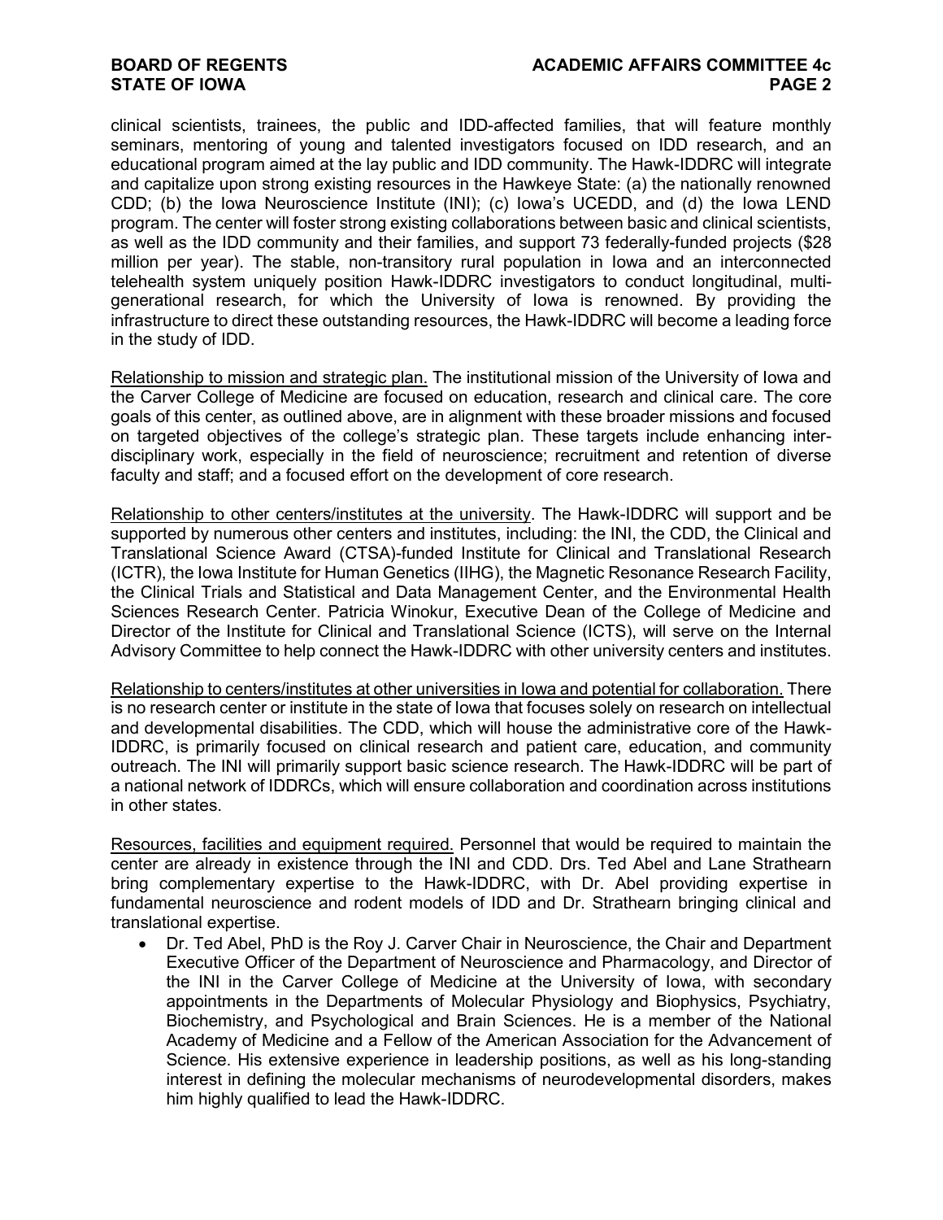clinical scientists, trainees, the public and IDD-affected families, that will feature monthly seminars, mentoring of young and talented investigators focused on IDD research, and an educational program aimed at the lay public and IDD community. The Hawk-IDDRC will integrate and capitalize upon strong existing resources in the Hawkeye State: (a) the nationally renowned CDD; (b) the Iowa Neuroscience Institute (INI); (c) Iowa's UCEDD, and (d) the Iowa LEND program. The center will foster strong existing collaborations between basic and clinical scientists, as well as the IDD community and their families, and support 73 federally-funded projects ($28 million per year). The stable, non-transitory rural population in Iowa and an interconnected telehealth system uniquely position Hawk-IDDRC investigators to conduct longitudinal, multi-generational research, for which the University of Iowa is renowned. By providing the infrastructure to direct these outstanding resources, the Hawk-IDDRC will become a leading force in the study of IDD.

<u>Relationship to mission and strategic plan.</u> The institutional mission of the University of Iowa and the Carver College of Medicine are focused on education, research and clinical care. The core goals of this center, as outlined above, are in alignment with these broader missions and focused on targeted objectives of the college's strategic plan. These targets include enhancing inter-disciplinary work, especially in the field of neuroscience; recruitment and retention of diverse faculty and staff; and a focused effort on the development of core research.

<u>Relationship to other centers/institutes at the university</u>. The Hawk-IDDRC will support and be supported by numerous other centers and institutes, including: the INI, the CDD, the Clinical and Translational Science Award (CTSA)-funded Institute for Clinical and Translational Research (ICTR), the Iowa Institute for Human Genetics (IIHG), the Magnetic Resonance Research Facility, the Clinical Trials and Statistical and Data Management Center, and the Environmental Health Sciences Research Center. Patricia Winokur, Executive Dean of the College of Medicine and Director of the Institute for Clinical and Translational Science (ICTS), will serve on the Internal Advisory Committee to help connect the Hawk-IDDRC with other university centers and institutes.

<u>Relationship to centers/institutes at other universities in Iowa and potential for collaboration.</u> There is no research center or institute in the state of Iowa that focuses solely on research on intellectual and developmental disabilities. The CDD, which will house the administrative core of the Hawk-IDDRC, is primarily focused on clinical research and patient care, education, and community outreach. The INI will primarily support basic science research. The Hawk-IDDRC will be part of a national network of IDDRCs, which will ensure collaboration and coordination across institutions in other states.

<u>Resources, facilities and equipment required.</u> Personnel that would be required to maintain the center are already in existence through the INI and CDD. Drs. Ted Abel and Lane Strathearn bring complementary expertise to the Hawk-IDDRC, with Dr. Abel providing expertise in fundamental neuroscience and rodent models of IDD and Dr. Strathearn bringing clinical and translational expertise.

- Dr. Ted Abel, PhD is the Roy J. Carver Chair in Neuroscience, the Chair and Department Executive Officer of the Department of Neuroscience and Pharmacology, and Director of the INI in the Carver College of Medicine at the University of Iowa, with secondary appointments in the Departments of Molecular Physiology and Biophysics, Psychiatry, Biochemistry, and Psychological and Brain Sciences. He is a member of the National Academy of Medicine and a Fellow of the American Association for the Advancement of Science. His extensive experience in leadership positions, as well as his long-standing interest in defining the molecular mechanisms of neurodevelopmental disorders, makes him highly qualified to lead the Hawk-IDDRC.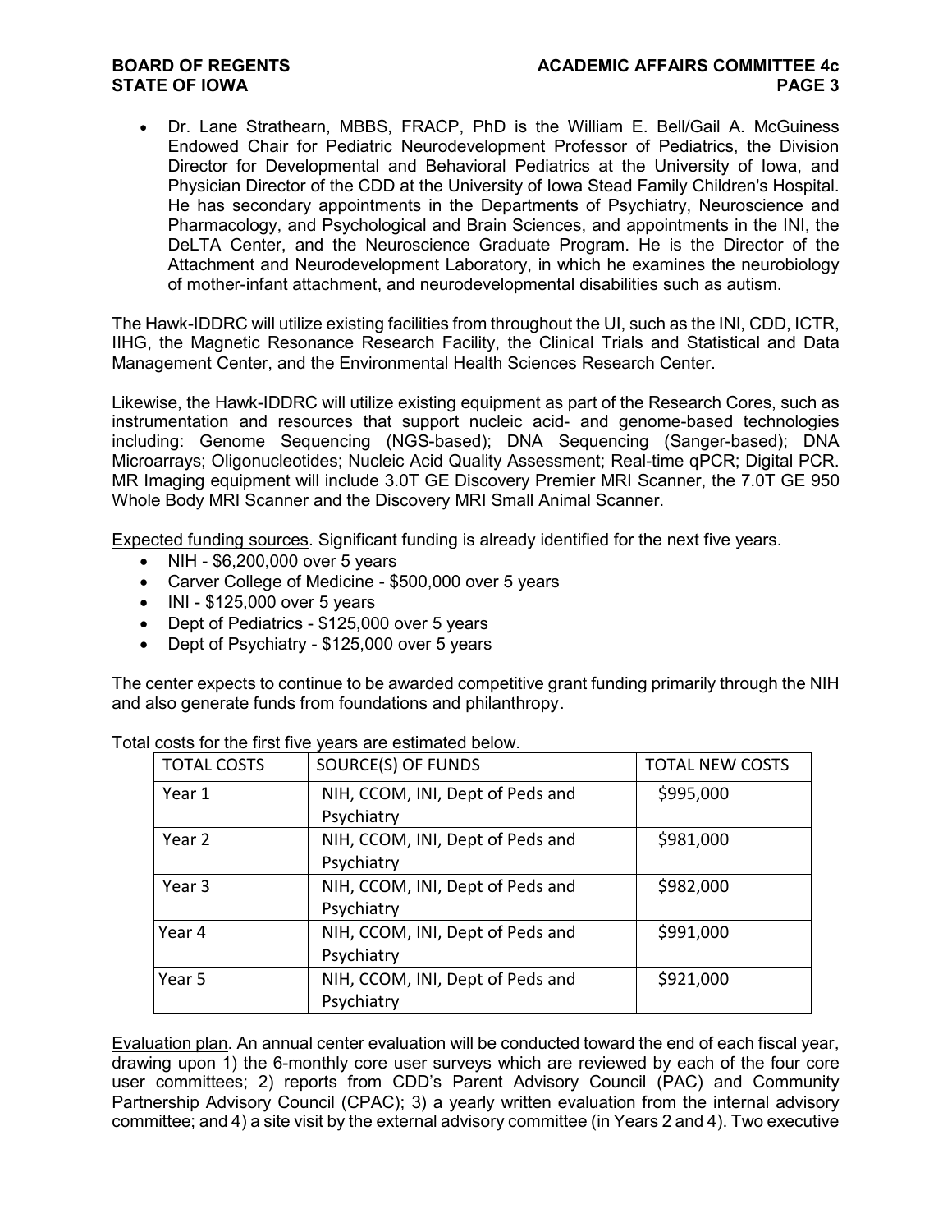- Dr. Lane Strathearn, MBBS, FRACP, PhD is the William E. Bell/Gail A. McGuiness Endowed Chair for Pediatric Neurodevelopment Professor of Pediatrics, the Division Director for Developmental and Behavioral Pediatrics at the University of Iowa, and Physician Director of the CDD at the University of Iowa Stead Family Children's Hospital. He has secondary appointments in the Departments of Psychiatry, Neuroscience and Pharmacology, and Psychological and Brain Sciences, and appointments in the INI, the DeLTA Center, and the Neuroscience Graduate Program. He is the Director of the Attachment and Neurodevelopment Laboratory, in which he examines the neurobiology of mother-infant attachment, and neurodevelopmental disabilities such as autism.

The Hawk-IDDRC will utilize existing facilities from throughout the UI, such as the INI, CDD, ICTR, IIHG, the Magnetic Resonance Research Facility, the Clinical Trials and Statistical and Data Management Center, and the Environmental Health Sciences Research Center.

Likewise, the Hawk-IDDRC will utilize existing equipment as part of the Research Cores, such as instrumentation and resources that support nucleic acid- and genome-based technologies including: Genome Sequencing (NGS-based); DNA Sequencing (Sanger-based); DNA Microarrays; Oligonucleotides; Nucleic Acid Quality Assessment; Real-time qPCR; Digital PCR. MR Imaging equipment will include 3.0T GE Discovery Premier MRI Scanner, the 7.0T GE 950 Whole Body MRI Scanner and the Discovery MRI Small Animal Scanner.

Expected funding sources. Significant funding is already identified for the next five years.

- NIH - $6,200,000 over 5 years
- Carver College of Medicine - $500,000 over 5 years
- INI - $125,000 over 5 years
- Dept of Pediatrics - $125,000 over 5 years
- Dept of Psychiatry - $125,000 over 5 years

The center expects to continue to be awarded competitive grant funding primarily through the NIH and also generate funds from foundations and philanthropy.

Total costs for the first five years are estimated below.

| TOTAL COSTS | SOURCE(S) OF FUNDS | TOTAL NEW COSTS |
|---|---|---|
| Year 1 | NIH, CCOM, INI, Dept of Peds and Psychiatry | $995,000 |
| Year 2 | NIH, CCOM, INI, Dept of Peds and Psychiatry | $981,000 |
| Year 3 | NIH, CCOM, INI, Dept of Peds and Psychiatry | $982,000 |
| Year 4 | NIH, CCOM, INI, Dept of Peds and Psychiatry | $991,000 |
| Year 5 | NIH, CCOM, INI, Dept of Peds and Psychiatry | $921,000 |

Evaluation plan. An annual center evaluation will be conducted toward the end of each fiscal year, drawing upon 1) the 6-monthly core user surveys which are reviewed by each of the four core user committees; 2) reports from CDD's Parent Advisory Council (PAC) and Community Partnership Advisory Council (CPAC); 3) a yearly written evaluation from the internal advisory committee; and 4) a site visit by the external advisory committee (in Years 2 and 4). Two executive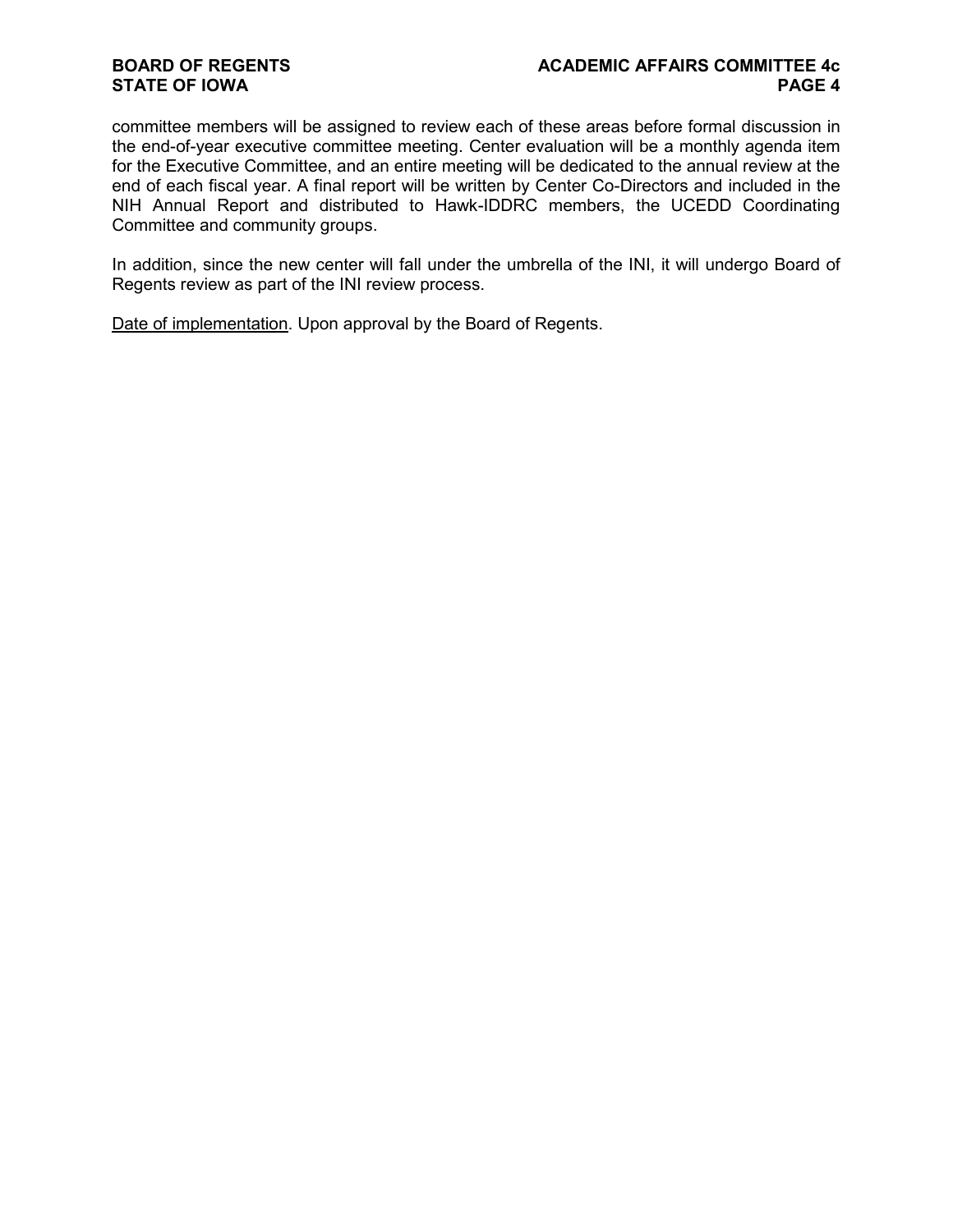committee members will be assigned to review each of these areas before formal discussion in the end-of-year executive committee meeting. Center evaluation will be a monthly agenda item for the Executive Committee, and an entire meeting will be dedicated to the annual review at the end of each fiscal year. A final report will be written by Center Co-Directors and included in the NIH Annual Report and distributed to Hawk-IDDRC members, the UCEDD Coordinating Committee and community groups.

In addition, since the new center will fall under the umbrella of the INI, it will undergo Board of Regents review as part of the INI review process.

Date of implementation. Upon approval by the Board of Regents.